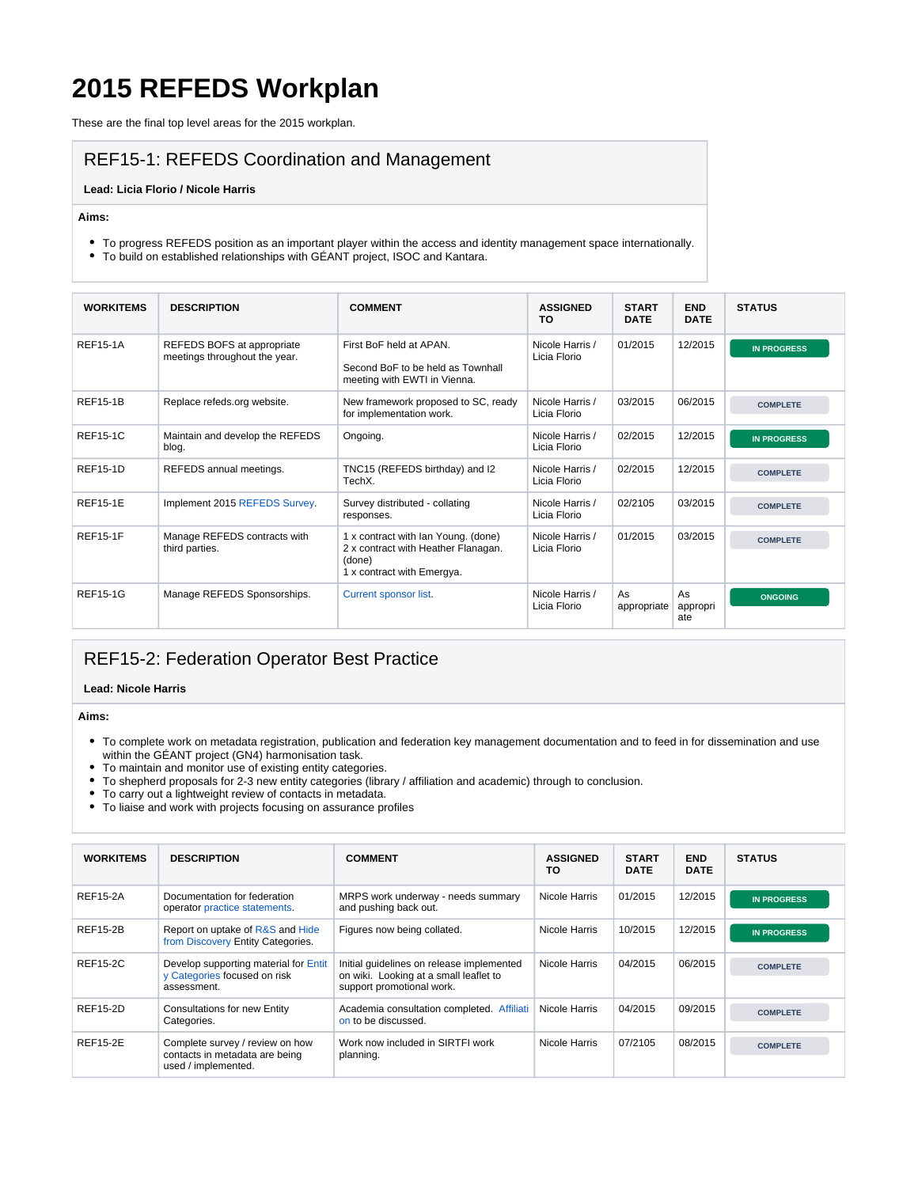# 2015 REFEDS Workplan

These are the final top level areas for the 2015 workplan.

## REF15-1: REFEDS Coordination and Management

**Lead: Licia Florio / Nicole Harris**

**Aims:**

- To progress REFEDS position as an important player within the access and identity management space internationally.
- To build on established relationships with GÉANT project, ISOC and Kantara.

| WORKITEMS | DESCRIPTION | COMMENT | ASSIGNED TO | START DATE | END DATE | STATUS |
|---|---|---|---|---|---|---|
| REF15-1A | REFEDS BOFS at appropriate meetings throughout the year. | First BoF held at APAN.<br><br>Second BoF to be held as Townhall meeting with EWTI in Vienna. | Nicole Harris / Licia Florio | 01/2015 | 12/2015 | IN PROGRESS |
| REF15-1B | Replace refeds.org website. | New framework proposed to SC, ready for implementation work. | Nicole Harris / Licia Florio | 03/2015 | 06/2015 | COMPLETE |
| REF15-1C | Maintain and develop the REFEDS blog. | Ongoing. | Nicole Harris / Licia Florio | 02/2015 | 12/2015 | IN PROGRESS |
| REF15-1D | REFEDS annual meetings. | TNC15 (REFEDS birthday) and I2 TechX. | Nicole Harris / Licia Florio | 02/2015 | 12/2015 | COMPLETE |
| REF15-1E | Implement 2015 REFEDS Survey. | Survey distributed - collating responses. | Nicole Harris / Licia Florio | 02/2105 | 03/2015 | COMPLETE |
| REF15-1F | Manage REFEDS contracts with third parties. | 1 x contract with Ian Young. (done)<br>2 x contract with Heather Flanagan. (done)<br>1 x contract with Emergya. | Nicole Harris / Licia Florio | 01/2015 | 03/2015 | COMPLETE |
| REF15-1G | Manage REFEDS Sponsorships. | Current sponsor list. | Nicole Harris / Licia Florio | As appropriate | As appropriate | ONGOING |

## REF15-2: Federation Operator Best Practice

**Lead: Nicole Harris**

**Aims:**

- To complete work on metadata registration, publication and federation key management documentation and to feed in for dissemination and use within the GÉANT project (GN4) harmonisation task.
- To maintain and monitor use of existing entity categories.
- To shepherd proposals for 2-3 new entity categories (library / affiliation and academic) through to conclusion.
- To carry out a lightweight review of contacts in metadata.
- To liaise and work with projects focusing on assurance profiles

| WORKITEMS | DESCRIPTION | COMMENT | ASSIGNED TO | START DATE | END DATE | STATUS |
|---|---|---|---|---|---|---|
| REF15-2A | Documentation for federation operator practice statements. | MRPS work underway - needs summary and pushing back out. | Nicole Harris | 01/2015 | 12/2015 | IN PROGRESS |
| REF15-2B | Report on uptake of R&S and Hide from Discovery Entity Categories. | Figures now being collated. | Nicole Harris | 10/2015 | 12/2015 | IN PROGRESS |
| REF15-2C | Develop supporting material for Entity Categories focused on risk assessment. | Initial guidelines on release implemented on wiki. Looking at a small leaflet to support promotional work. | Nicole Harris | 04/2015 | 06/2015 | COMPLETE |
| REF15-2D | Consultations for new Entity Categories. | Academia consultation completed. Affiliation to be discussed. | Nicole Harris | 04/2015 | 09/2015 | COMPLETE |
| REF15-2E | Complete survey / review on how contacts in metadata are being used / implemented. | Work now included in SIRTFI work planning. | Nicole Harris | 07/2105 | 08/2015 | COMPLETE |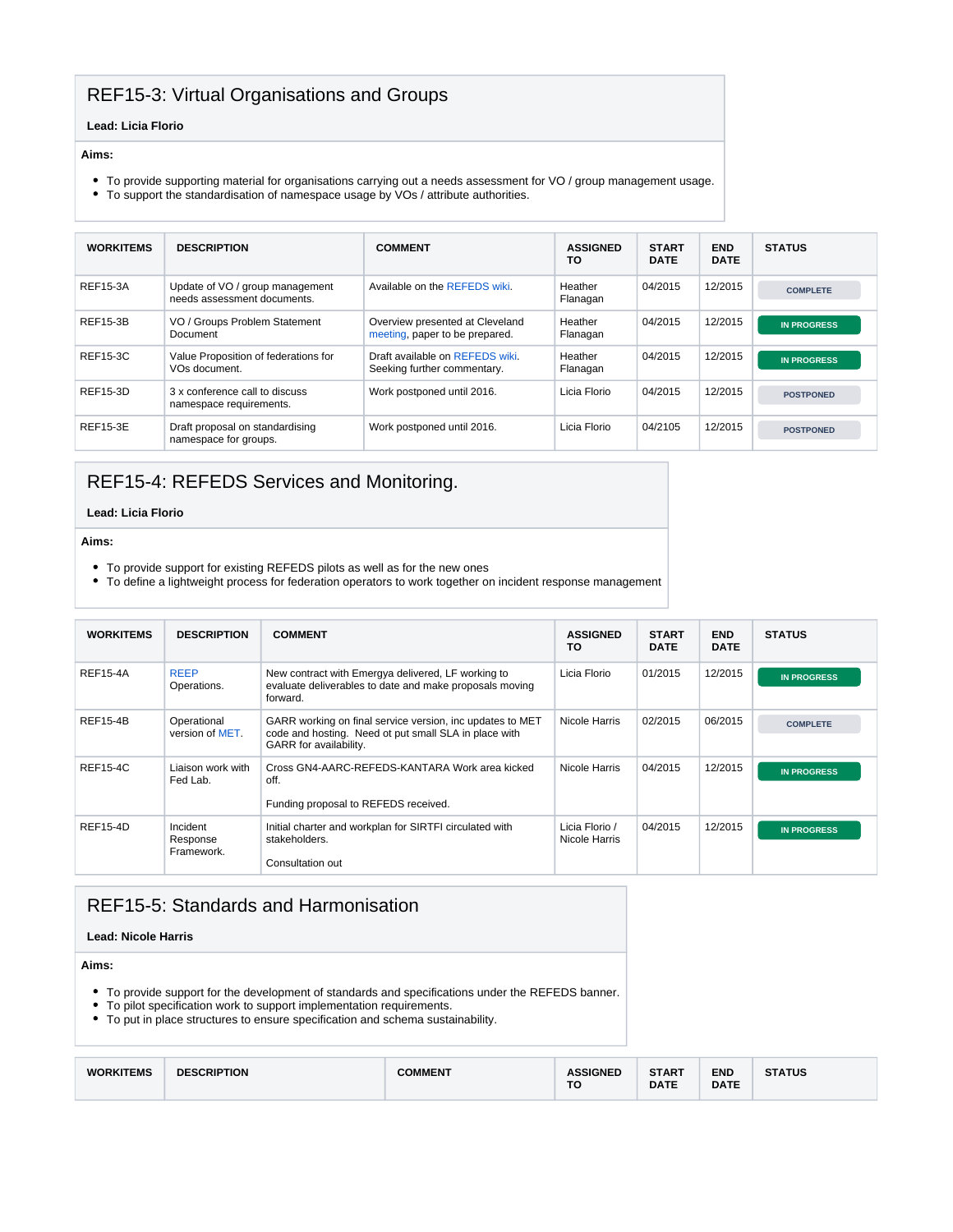## REF15-3: Virtual Organisations and Groups

**Lead: Licia Florio**

**Aims:**

- To provide supporting material for organisations carrying out a needs assessment for VO / group management usage.
- To support the standardisation of namespace usage by VOs / attribute authorities.

| WORKITEMS | DESCRIPTION | COMMENT | ASSIGNED TO | START DATE | END DATE | STATUS |
|---|---|---|---|---|---|---|
| REF15-3A | Update of VO / group management needs assessment documents. | Available on the REFEDS wiki. | Heather Flanagan | 04/2015 | 12/2015 | COMPLETE |
| REF15-3B | VO / Groups Problem Statement Document | Overview presented at Cleveland meeting, paper to be prepared. | Heather Flanagan | 04/2015 | 12/2015 | IN PROGRESS |
| REF15-3C | Value Proposition of federations for VOs document. | Draft available on REFEDS wiki. Seeking further commentary. | Heather Flanagan | 04/2015 | 12/2015 | IN PROGRESS |
| REF15-3D | 3 x conference call to discuss namespace requirements. | Work postponed until 2016. | Licia Florio | 04/2015 | 12/2015 | POSTPONED |
| REF15-3E | Draft proposal on standardising namespace for groups. | Work postponed until 2016. | Licia Florio | 04/2105 | 12/2015 | POSTPONED |

## REF15-4: REFEDS Services and Monitoring.

**Lead: Licia Florio**

**Aims:**

- To provide support for existing REFEDS pilots as well as for the new ones
- To define a lightweight process for federation operators to work together on incident response management

| WORKITEMS | DESCRIPTION | COMMENT | ASSIGNED TO | START DATE | END DATE | STATUS |
|---|---|---|---|---|---|---|
| REF15-4A | REEP Operations. | New contract with Emergya delivered, LF working to evaluate deliverables to date and make proposals moving forward. | Licia Florio | 01/2015 | 12/2015 | IN PROGRESS |
| REF15-4B | Operational version of MET. | GARR working on final service version, inc updates to MET code and hosting. Need ot put small SLA in place with GARR for availability. | Nicole Harris | 02/2015 | 06/2015 | COMPLETE |
| REF15-4C | Liaison work with Fed Lab. | Cross GN4-AARC-REFEDS-KANTARA Work area kicked off.<br><br>Funding proposal to REFEDS received. | Nicole Harris | 04/2015 | 12/2015 | IN PROGRESS |
| REF15-4D | Incident Response Framework. | Initial charter and workplan for SIRTFI circulated with stakeholders.<br><br>Consultation out | Licia Florio / Nicole Harris | 04/2015 | 12/2015 | IN PROGRESS |

## REF15-5: Standards and Harmonisation

**Lead: Nicole Harris**

**Aims:**

- To provide support for the development of standards and specifications under the REFEDS banner.
- To pilot specification work to support implementation requirements.
- To put in place structures to ensure specification and schema sustainability.

| WORKITEMS | DESCRIPTION | COMMENT | ASSIGNED TO | START DATE | END DATE | STATUS |
|---|---|---|---|---|---|---|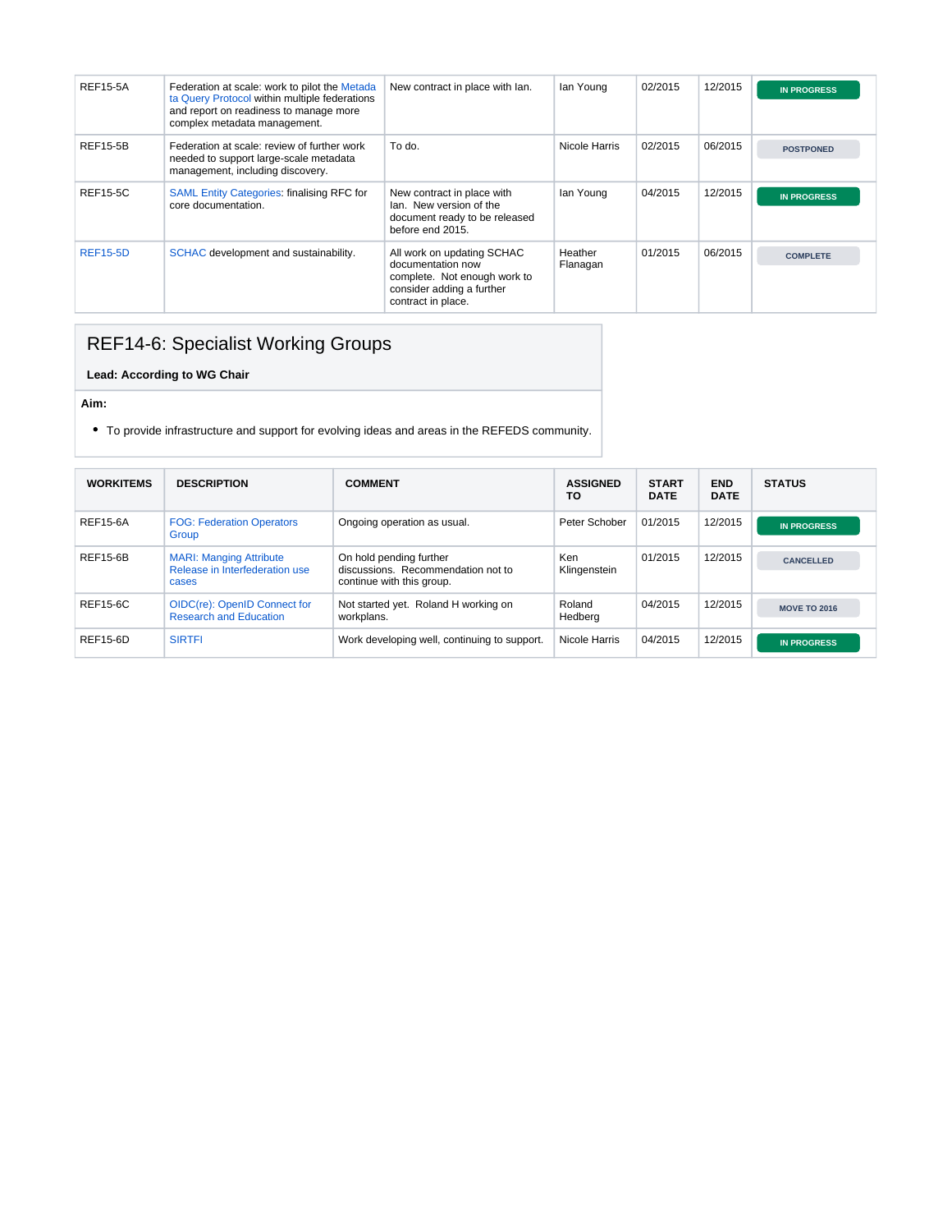| | | | | | | |
|---|---|---|---|---|---|---|
| REF15-5A | Federation at scale: work to pilot the Metadata Query Protocol within multiple federations and report on readiness to manage more complex metadata management. | New contract in place with Ian. | Ian Young | 02/2015 | 12/2015 | IN PROGRESS |
| REF15-5B | Federation at scale: review of further work needed to support large-scale metadata management, including discovery. | To do. | Nicole Harris | 02/2015 | 06/2015 | POSTPONED |
| REF15-5C | SAML Entity Categories: finalising RFC for core documentation. | New contract in place with Ian. New version of the document ready to be released before end 2015. | Ian Young | 04/2015 | 12/2015 | IN PROGRESS |
| REF15-5D | SCHAC development and sustainability. | All work on updating SCHAC documentation now complete. Not enough work to consider adding a further contract in place. | Heather Flanagan | 01/2015 | 06/2015 | COMPLETE |

## REF14-6: Specialist Working Groups

**Lead: According to WG Chair**

**Aim:**

- To provide infrastructure and support for evolving ideas and areas in the REFEDS community.

| WORKITEMS | DESCRIPTION | COMMENT | ASSIGNED TO | START DATE | END DATE | STATUS |
|---|---|---|---|---|---|---|
| REF15-6A | FOG: Federation Operators Group | Ongoing operation as usual. | Peter Schober | 01/2015 | 12/2015 | IN PROGRESS |
| REF15-6B | MARI: Manging Attribute Release in Interfederation use cases | On hold pending further discussions. Recommendation not to continue with this group. | Ken Klingenstein | 01/2015 | 12/2015 | CANCELLED |
| REF15-6C | OIDC(re): OpenID Connect for Research and Education | Not started yet. Roland H working on workplans. | Roland Hedberg | 04/2015 | 12/2015 | MOVE TO 2016 |
| REF15-6D | SIRTFI | Work developing well, continuing to support. | Nicole Harris | 04/2015 | 12/2015 | IN PROGRESS |